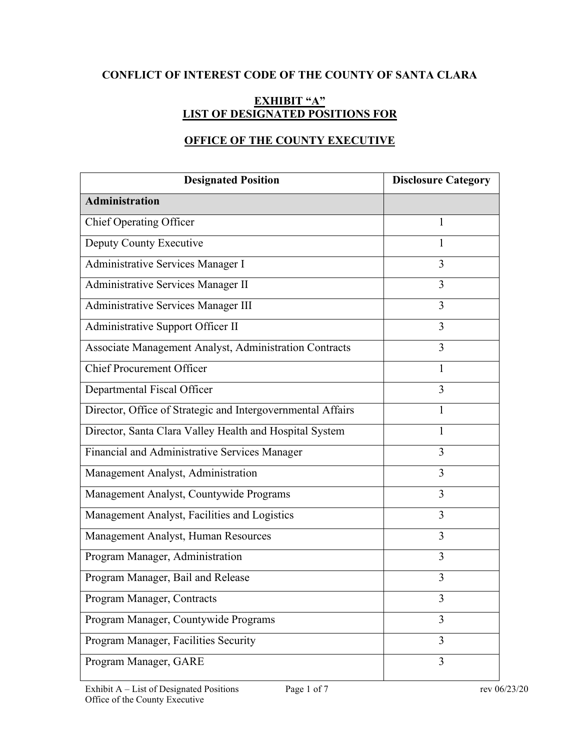**CONFLICT OF INTEREST CODE OF THE COUNTY OF SANTA CLARA**

**EXHIBIT "A"**
**LIST OF DESIGNATED POSITIONS FOR**

**OFFICE OF THE COUNTY EXECUTIVE**

| Designated Position | Disclosure Category |
|---|---|
| **Administration** | |
| Chief Operating Officer | 1 |
| Deputy County Executive | 1 |
| Administrative Services Manager I | 3 |
| Administrative Services Manager II | 3 |
| Administrative Services Manager III | 3 |
| Administrative Support Officer II | 3 |
| Associate Management Analyst, Administration Contracts | 3 |
| Chief Procurement Officer | 1 |
| Departmental Fiscal Officer | 3 |
| Director, Office of Strategic and Intergovernmental Affairs | 1 |
| Director, Santa Clara Valley Health and Hospital System | 1 |
| Financial and Administrative Services Manager | 3 |
| Management Analyst, Administration | 3 |
| Management Analyst, Countywide Programs | 3 |
| Management Analyst, Facilities and Logistics | 3 |
| Management Analyst, Human Resources | 3 |
| Program Manager, Administration | 3 |
| Program Manager, Bail and Release | 3 |
| Program Manager, Contracts | 3 |
| Program Manager, Countywide Programs | 3 |
| Program Manager, Facilities Security | 3 |
| Program Manager, GARE | 3 |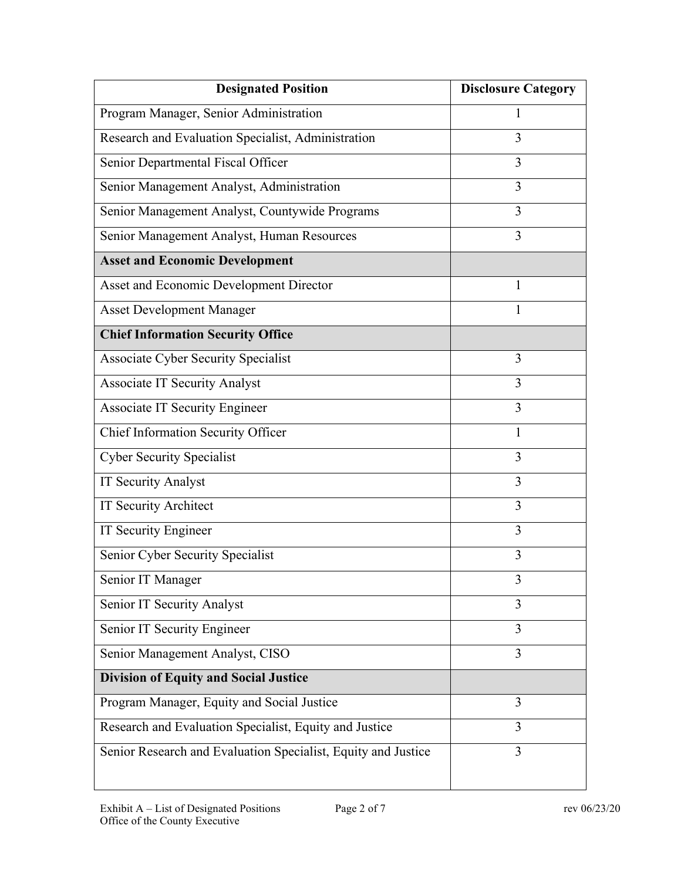| Designated Position | Disclosure Category |
|---|---|
| Program Manager, Senior Administration | 1 |
| Research and Evaluation Specialist, Administration | 3 |
| Senior Departmental Fiscal Officer | 3 |
| Senior Management Analyst, Administration | 3 |
| Senior Management Analyst, Countywide Programs | 3 |
| Senior Management Analyst, Human Resources | 3 |
| **Asset and Economic Development** | |
| Asset and Economic Development Director | 1 |
| Asset Development Manager | 1 |
| **Chief Information Security Office** | |
| Associate Cyber Security Specialist | 3 |
| Associate IT Security Analyst | 3 |
| Associate IT Security Engineer | 3 |
| Chief Information Security Officer | 1 |
| Cyber Security Specialist | 3 |
| IT Security Analyst | 3 |
| IT Security Architect | 3 |
| IT Security Engineer | 3 |
| Senior Cyber Security Specialist | 3 |
| Senior IT Manager | 3 |
| Senior IT Security Analyst | 3 |
| Senior IT Security Engineer | 3 |
| Senior Management Analyst, CISO | 3 |
| **Division of Equity and Social Justice** | |
| Program Manager, Equity and Social Justice | 3 |
| Research and Evaluation Specialist, Equity and Justice | 3 |
| Senior Research and Evaluation Specialist, Equity and Justice | 3 |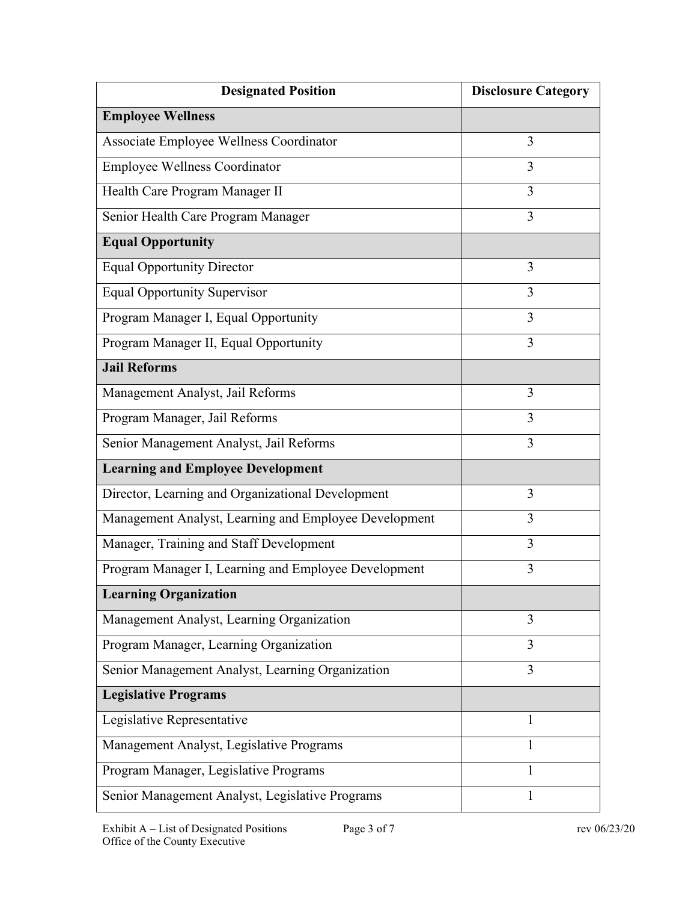| Designated Position | Disclosure Category |
|---|---|
| **Employee Wellness** | |
| Associate Employee Wellness Coordinator | 3 |
| Employee Wellness Coordinator | 3 |
| Health Care Program Manager II | 3 |
| Senior Health Care Program Manager | 3 |
| **Equal Opportunity** | |
| Equal Opportunity Director | 3 |
| Equal Opportunity Supervisor | 3 |
| Program Manager I, Equal Opportunity | 3 |
| Program Manager II, Equal Opportunity | 3 |
| **Jail Reforms** | |
| Management Analyst, Jail Reforms | 3 |
| Program Manager, Jail Reforms | 3 |
| Senior Management Analyst, Jail Reforms | 3 |
| **Learning and Employee Development** | |
| Director, Learning and Organizational Development | 3 |
| Management Analyst, Learning and Employee Development | 3 |
| Manager, Training and Staff Development | 3 |
| Program Manager I, Learning and Employee Development | 3 |
| **Learning Organization** | |
| Management Analyst, Learning Organization | 3 |
| Program Manager, Learning Organization | 3 |
| Senior Management Analyst, Learning Organization | 3 |
| **Legislative Programs** | |
| Legislative Representative | 1 |
| Management Analyst, Legislative Programs | 1 |
| Program Manager, Legislative Programs | 1 |
| Senior Management Analyst, Legislative Programs | 1 |

Exhibit A – List of Designated Positions
Office of the County Executive
rev 06/23/20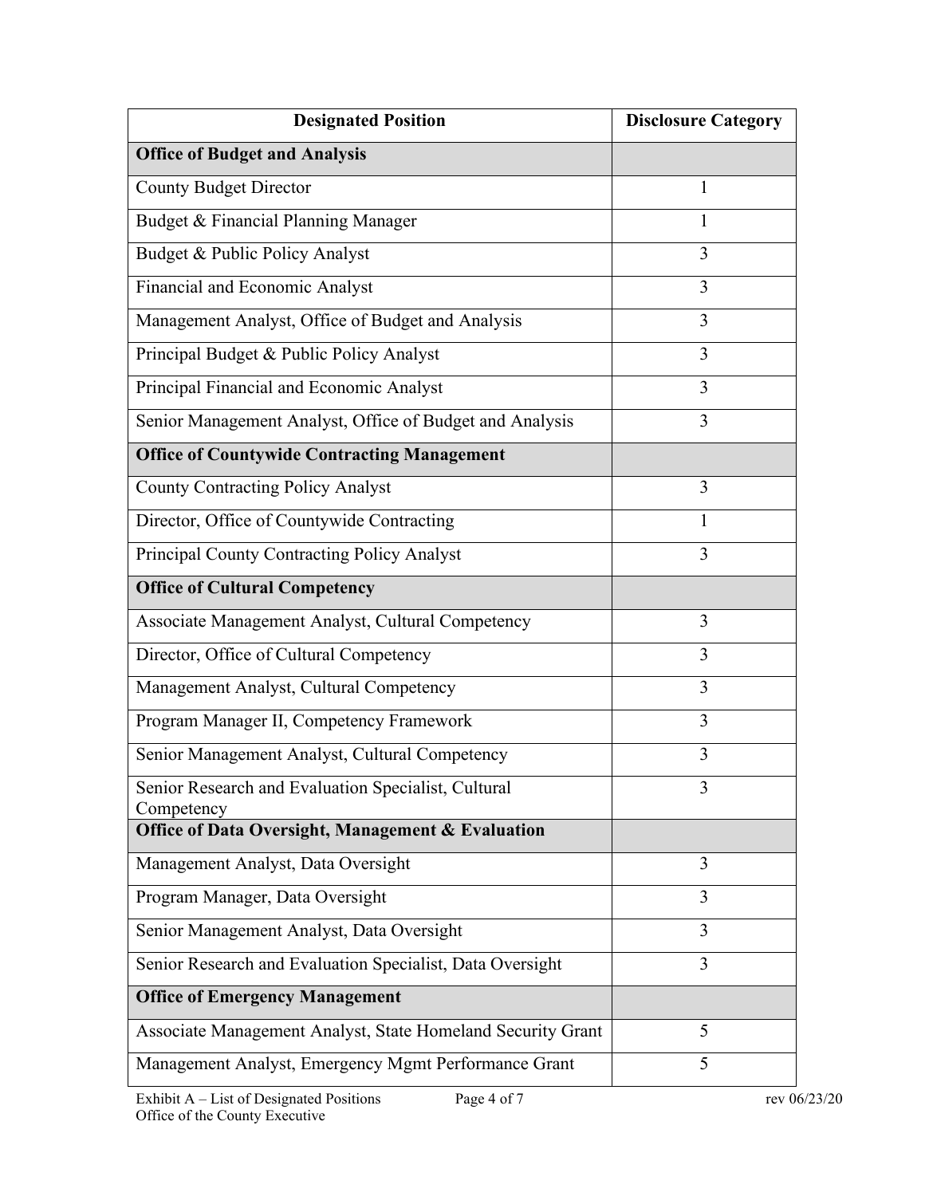| Designated Position | Disclosure Category |
|---|---|
| **Office of Budget and Analysis** | |
| County Budget Director | 1 |
| Budget & Financial Planning Manager | 1 |
| Budget & Public Policy Analyst | 3 |
| Financial and Economic Analyst | 3 |
| Management Analyst, Office of Budget and Analysis | 3 |
| Principal Budget & Public Policy Analyst | 3 |
| Principal Financial and Economic Analyst | 3 |
| Senior Management Analyst, Office of Budget and Analysis | 3 |
| **Office of Countywide Contracting Management** | |
| County Contracting Policy Analyst | 3 |
| Director, Office of Countywide Contracting | 1 |
| Principal County Contracting Policy Analyst | 3 |
| **Office of Cultural Competency** | |
| Associate Management Analyst, Cultural Competency | 3 |
| Director, Office of Cultural Competency | 3 |
| Management Analyst, Cultural Competency | 3 |
| Program Manager II, Competency Framework | 3 |
| Senior Management Analyst, Cultural Competency | 3 |
| Senior Research and Evaluation Specialist, Cultural Competency | 3 |
| **Office of Data Oversight, Management & Evaluation** | |
| Management Analyst, Data Oversight | 3 |
| Program Manager, Data Oversight | 3 |
| Senior Management Analyst, Data Oversight | 3 |
| Senior Research and Evaluation Specialist, Data Oversight | 3 |
| **Office of Emergency Management** | |
| Associate Management Analyst, State Homeland Security Grant | 5 |
| Management Analyst, Emergency Mgmt Performance Grant | 5 |

Exhibit A – List of Designated Positions
Office of the County Executive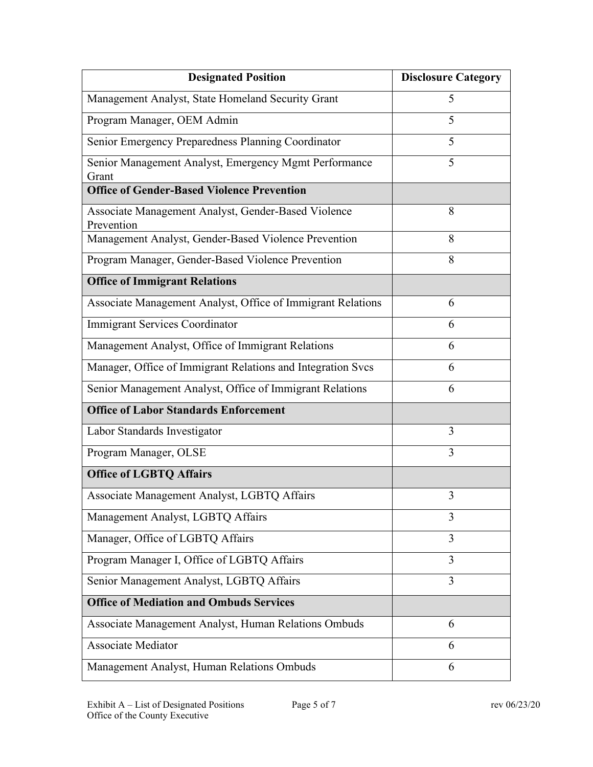| Designated Position | Disclosure Category |
|---|---|
| Management Analyst, State Homeland Security Grant | 5 |
| Program Manager, OEM Admin | 5 |
| Senior Emergency Preparedness Planning Coordinator | 5 |
| Senior Management Analyst, Emergency Mgmt Performance Grant | 5 |
| **Office of Gender-Based Violence Prevention** | |
| Associate Management Analyst, Gender-Based Violence Prevention | 8 |
| Management Analyst, Gender-Based Violence Prevention | 8 |
| Program Manager, Gender-Based Violence Prevention | 8 |
| **Office of Immigrant Relations** | |
| Associate Management Analyst, Office of Immigrant Relations | 6 |
| Immigrant Services Coordinator | 6 |
| Management Analyst, Office of Immigrant Relations | 6 |
| Manager, Office of Immigrant Relations and Integration Svcs | 6 |
| Senior Management Analyst, Office of Immigrant Relations | 6 |
| **Office of Labor Standards Enforcement** | |
| Labor Standards Investigator | 3 |
| Program Manager, OLSE | 3 |
| **Office of LGBTQ Affairs** | |
| Associate Management Analyst, LGBTQ Affairs | 3 |
| Management Analyst, LGBTQ Affairs | 3 |
| Manager, Office of LGBTQ Affairs | 3 |
| Program Manager I, Office of LGBTQ Affairs | 3 |
| Senior Management Analyst, LGBTQ Affairs | 3 |
| **Office of Mediation and Ombuds Services** | |
| Associate Management Analyst, Human Relations Ombuds | 6 |
| Associate Mediator | 6 |
| Management Analyst, Human Relations Ombuds | 6 |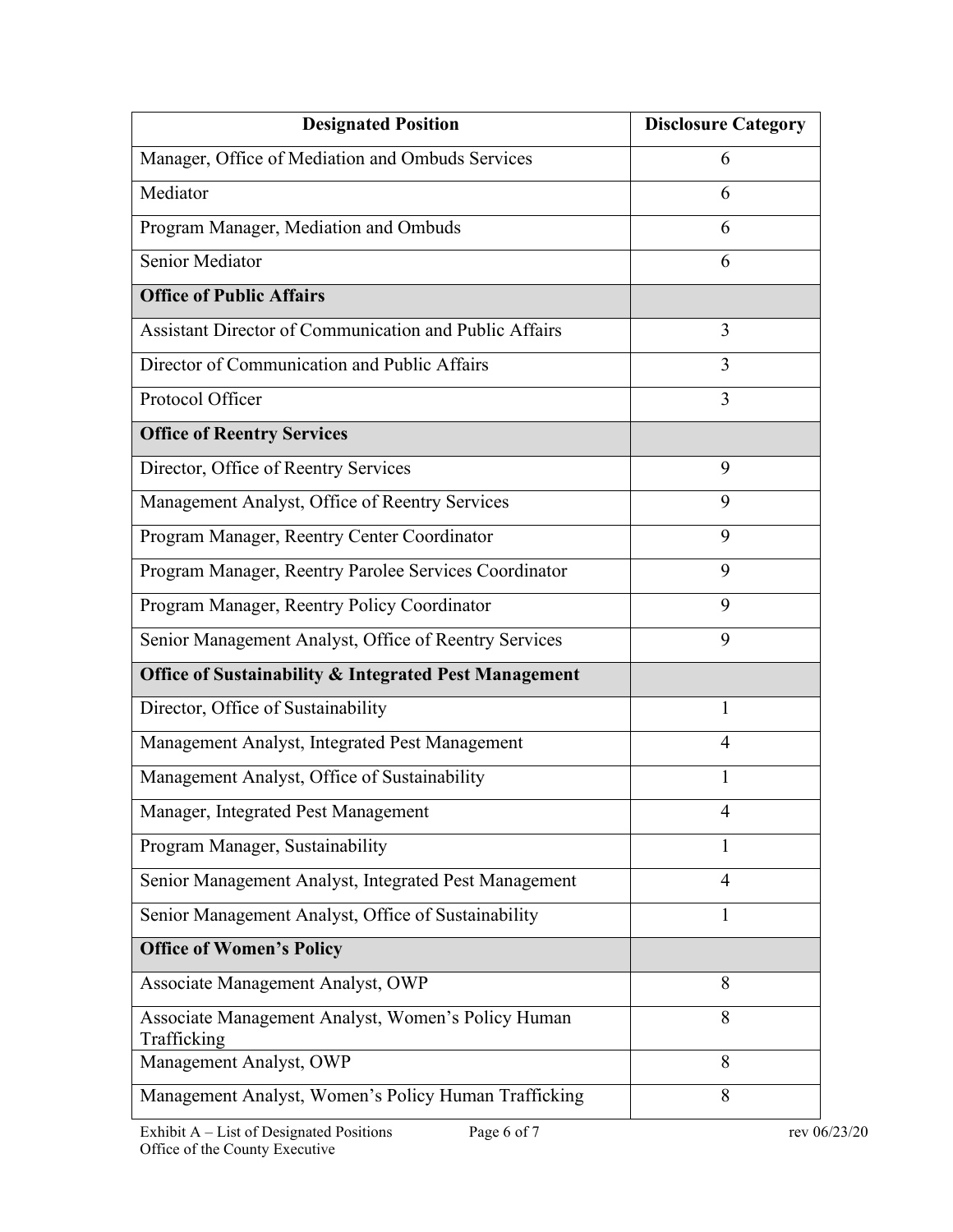| Designated Position | Disclosure Category |
|---|---|
| Manager, Office of Mediation and Ombuds Services | 6 |
| Mediator | 6 |
| Program Manager, Mediation and Ombuds | 6 |
| Senior Mediator | 6 |
| **Office of Public Affairs** | |
| Assistant Director of Communication and Public Affairs | 3 |
| Director of Communication and Public Affairs | 3 |
| Protocol Officer | 3 |
| **Office of Reentry Services** | |
| Director, Office of Reentry Services | 9 |
| Management Analyst, Office of Reentry Services | 9 |
| Program Manager, Reentry Center Coordinator | 9 |
| Program Manager, Reentry Parolee Services Coordinator | 9 |
| Program Manager, Reentry Policy Coordinator | 9 |
| Senior Management Analyst, Office of Reentry Services | 9 |
| **Office of Sustainability & Integrated Pest Management** | |
| Director, Office of Sustainability | 1 |
| Management Analyst, Integrated Pest Management | 4 |
| Management Analyst, Office of Sustainability | 1 |
| Manager, Integrated Pest Management | 4 |
| Program Manager, Sustainability | 1 |
| Senior Management Analyst, Integrated Pest Management | 4 |
| Senior Management Analyst, Office of Sustainability | 1 |
| **Office of Women's Policy** | |
| Associate Management Analyst, OWP | 8 |
| Associate Management Analyst, Women's Policy Human Trafficking | 8 |
| Management Analyst, OWP | 8 |
| Management Analyst, Women's Policy Human Trafficking | 8 |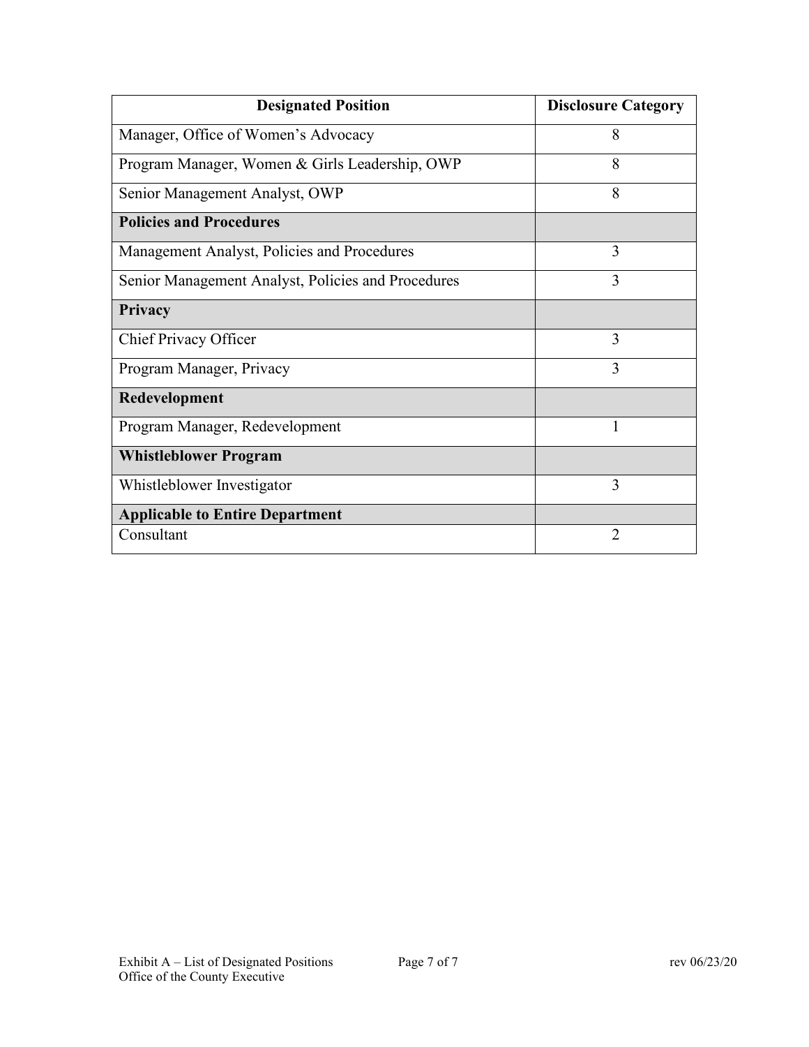| Designated Position | Disclosure Category |
|---|---|
| Manager, Office of Women's Advocacy | 8 |
| Program Manager, Women & Girls Leadership, OWP | 8 |
| Senior Management Analyst, OWP | 8 |
| **Policies and Procedures** | |
| Management Analyst, Policies and Procedures | 3 |
| Senior Management Analyst, Policies and Procedures | 3 |
| **Privacy** | |
| Chief Privacy Officer | 3 |
| Program Manager, Privacy | 3 |
| **Redevelopment** | |
| Program Manager, Redevelopment | 1 |
| **Whistleblower Program** | |
| Whistleblower Investigator | 3 |
| **Applicable to Entire Department** | |
| Consultant | 2 |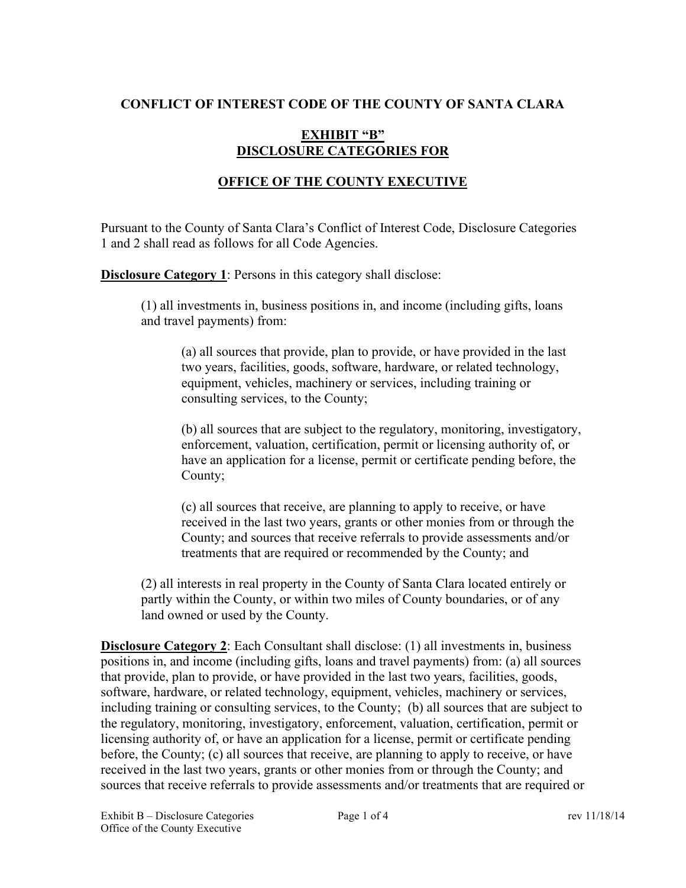**CONFLICT OF INTEREST CODE OF THE COUNTY OF SANTA CLARA**

**EXHIBIT "B"**
**DISCLOSURE CATEGORIES FOR**

**OFFICE OF THE COUNTY EXECUTIVE**

Pursuant to the County of Santa Clara's Conflict of Interest Code, Disclosure Categories 1 and 2 shall read as follows for all Code Agencies.

**Disclosure Category 1**: Persons in this category shall disclose:

> (1) all investments in, business positions in, and income (including gifts, loans and travel payments) from:
>
> > (a) all sources that provide, plan to provide, or have provided in the last two years, facilities, goods, software, hardware, or related technology, equipment, vehicles, machinery or services, including training or consulting services, to the County;
> >
> > (b) all sources that are subject to the regulatory, monitoring, investigatory, enforcement, valuation, certification, permit or licensing authority of, or have an application for a license, permit or certificate pending before, the County;
> >
> > (c) all sources that receive, are planning to apply to receive, or have received in the last two years, grants or other monies from or through the County; and sources that receive referrals to provide assessments and/or treatments that are required or recommended by the County; and
>
> (2) all interests in real property in the County of Santa Clara located entirely or partly within the County, or within two miles of County boundaries, or of any land owned or used by the County.

**Disclosure Category 2**: Each Consultant shall disclose: (1) all investments in, business positions in, and income (including gifts, loans and travel payments) from: (a) all sources that provide, plan to provide, or have provided in the last two years, facilities, goods, software, hardware, or related technology, equipment, vehicles, machinery or services, including training or consulting services, to the County; (b) all sources that are subject to the regulatory, monitoring, investigatory, enforcement, valuation, certification, permit or licensing authority of, or have an application for a license, permit or certificate pending before, the County; (c) all sources that receive, are planning to apply to receive, or have received in the last two years, grants or other monies from or through the County; and sources that receive referrals to provide assessments and/or treatments that are required or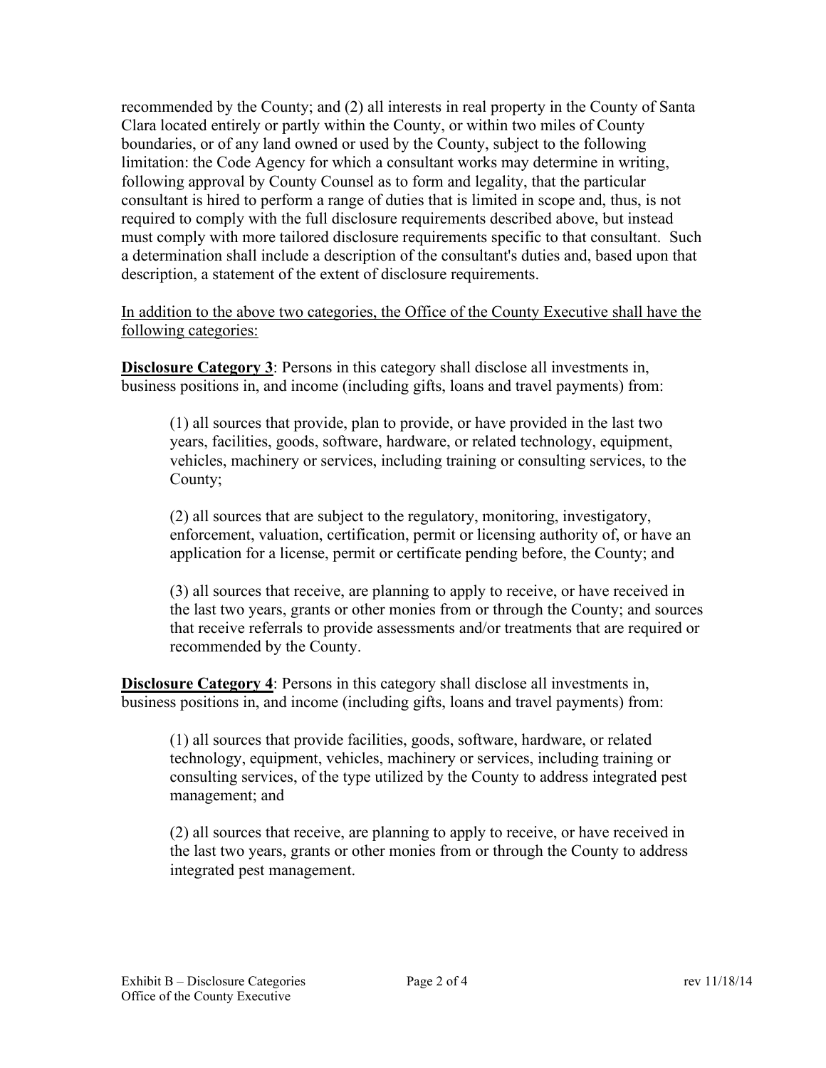recommended by the County; and (2) all interests in real property in the County of Santa Clara located entirely or partly within the County, or within two miles of County boundaries, or of any land owned or used by the County, subject to the following limitation: the Code Agency for which a consultant works may determine in writing, following approval by County Counsel as to form and legality, that the particular consultant is hired to perform a range of duties that is limited in scope and, thus, is not required to comply with the full disclosure requirements described above, but instead must comply with more tailored disclosure requirements specific to that consultant. Such a determination shall include a description of the consultant's duties and, based upon that description, a statement of the extent of disclosure requirements.

<u>In addition to the above two categories, the Office of the County Executive shall have the following categories:</u>

**<u>Disclosure Category 3</u>**: Persons in this category shall disclose all investments in, business positions in, and income (including gifts, loans and travel payments) from:

> (1) all sources that provide, plan to provide, or have provided in the last two years, facilities, goods, software, hardware, or related technology, equipment, vehicles, machinery or services, including training or consulting services, to the County;
>
> (2) all sources that are subject to the regulatory, monitoring, investigatory, enforcement, valuation, certification, permit or licensing authority of, or have an application for a license, permit or certificate pending before, the County; and
>
> (3) all sources that receive, are planning to apply to receive, or have received in the last two years, grants or other monies from or through the County; and sources that receive referrals to provide assessments and/or treatments that are required or recommended by the County.

**<u>Disclosure Category 4</u>**: Persons in this category shall disclose all investments in, business positions in, and income (including gifts, loans and travel payments) from:

> (1) all sources that provide facilities, goods, software, hardware, or related technology, equipment, vehicles, machinery or services, including training or consulting services, of the type utilized by the County to address integrated pest management; and
>
> (2) all sources that receive, are planning to apply to receive, or have received in the last two years, grants or other monies from or through the County to address integrated pest management.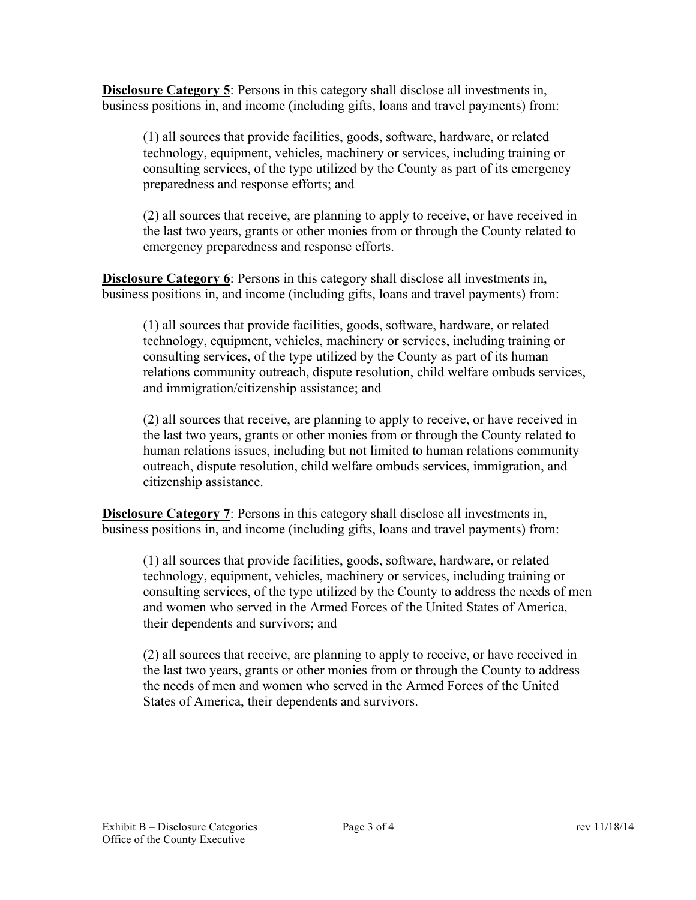**<u>Disclosure Category 5</u>**: Persons in this category shall disclose all investments in, business positions in, and income (including gifts, loans and travel payments) from:

> (1) all sources that provide facilities, goods, software, hardware, or related technology, equipment, vehicles, machinery or services, including training or consulting services, of the type utilized by the County as part of its emergency preparedness and response efforts; and
>
> (2) all sources that receive, are planning to apply to receive, or have received in the last two years, grants or other monies from or through the County related to emergency preparedness and response efforts.

**<u>Disclosure Category 6</u>**: Persons in this category shall disclose all investments in, business positions in, and income (including gifts, loans and travel payments) from:

> (1) all sources that provide facilities, goods, software, hardware, or related technology, equipment, vehicles, machinery or services, including training or consulting services, of the type utilized by the County as part of its human relations community outreach, dispute resolution, child welfare ombuds services, and immigration/citizenship assistance; and
>
> (2) all sources that receive, are planning to apply to receive, or have received in the last two years, grants or other monies from or through the County related to human relations issues, including but not limited to human relations community outreach, dispute resolution, child welfare ombuds services, immigration, and citizenship assistance.

**<u>Disclosure Category 7</u>**: Persons in this category shall disclose all investments in, business positions in, and income (including gifts, loans and travel payments) from:

> (1) all sources that provide facilities, goods, software, hardware, or related technology, equipment, vehicles, machinery or services, including training or consulting services, of the type utilized by the County to address the needs of men and women who served in the Armed Forces of the United States of America, their dependents and survivors; and
>
> (2) all sources that receive, are planning to apply to receive, or have received in the last two years, grants or other monies from or through the County to address the needs of men and women who served in the Armed Forces of the United States of America, their dependents and survivors.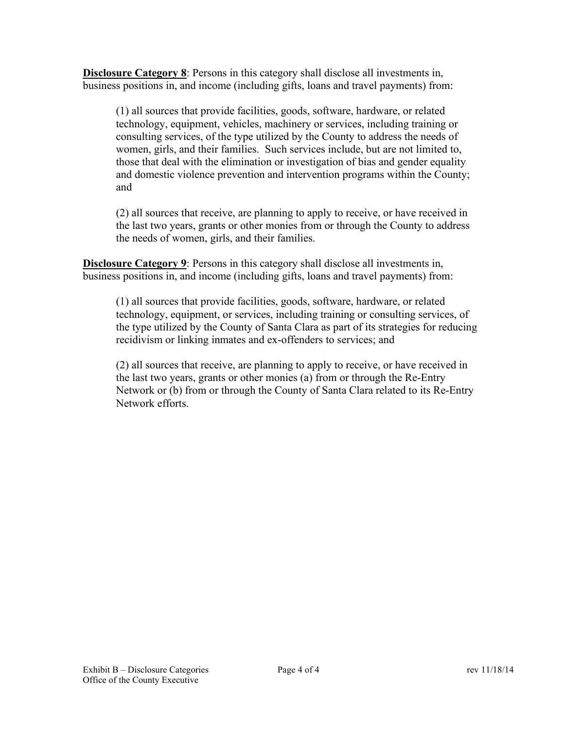**<u>Disclosure Category 8</u>**: Persons in this category shall disclose all investments in, business positions in, and income (including gifts, loans and travel payments) from:

(1) all sources that provide facilities, goods, software, hardware, or related technology, equipment, vehicles, machinery or services, including training or consulting services, of the type utilized by the County to address the needs of women, girls, and their families. Such services include, but are not limited to, those that deal with the elimination or investigation of bias and gender equality and domestic violence prevention and intervention programs within the County; and

(2) all sources that receive, are planning to apply to receive, or have received in the last two years, grants or other monies from or through the County to address the needs of women, girls, and their families.

**<u>Disclosure Category 9</u>**: Persons in this category shall disclose all investments in, business positions in, and income (including gifts, loans and travel payments) from:

(1) all sources that provide facilities, goods, software, hardware, or related technology, equipment, or services, including training or consulting services, of the type utilized by the County of Santa Clara as part of its strategies for reducing recidivism or linking inmates and ex-offenders to services; and

(2) all sources that receive, are planning to apply to receive, or have received in the last two years, grants or other monies (a) from or through the Re-Entry Network or (b) from or through the County of Santa Clara related to its Re-Entry Network efforts.